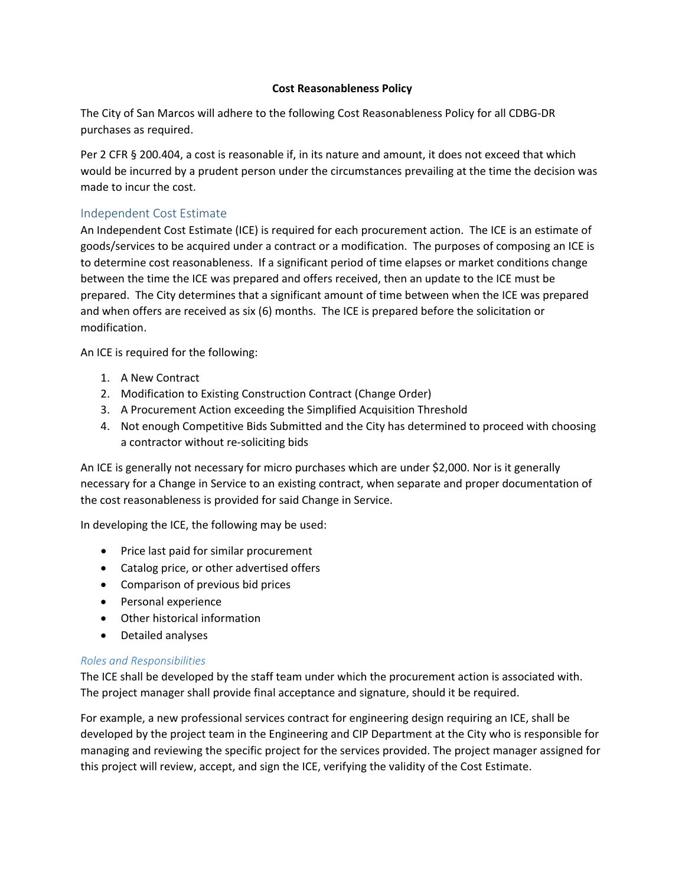**Cost Reasonableness Policy**

The City of San Marcos will adhere to the following Cost Reasonableness Policy for all CDBG-DR purchases as required.

Per 2 CFR § 200.404, a cost is reasonable if, in its nature and amount, it does not exceed that which would be incurred by a prudent person under the circumstances prevailing at the time the decision was made to incur the cost.

## Independent Cost Estimate

An Independent Cost Estimate (ICE) is required for each procurement action. The ICE is an estimate of goods/services to be acquired under a contract or a modification. The purposes of composing an ICE is to determine cost reasonableness. If a significant period of time elapses or market conditions change between the time the ICE was prepared and offers received, then an update to the ICE must be prepared. The City determines that a significant amount of time between when the ICE was prepared and when offers are received as six (6) months. The ICE is prepared before the solicitation or modification.

An ICE is required for the following:

1. A New Contract
2. Modification to Existing Construction Contract (Change Order)
3. A Procurement Action exceeding the Simplified Acquisition Threshold
4. Not enough Competitive Bids Submitted and the City has determined to proceed with choosing a contractor without re-soliciting bids

An ICE is generally not necessary for micro purchases which are under $2,000. Nor is it generally necessary for a Change in Service to an existing contract, when separate and proper documentation of the cost reasonableness is provided for said Change in Service.

In developing the ICE, the following may be used:

- Price last paid for similar procurement
- Catalog price, or other advertised offers
- Comparison of previous bid prices
- Personal experience
- Other historical information
- Detailed analyses

### *Roles and Responsibilities*

The ICE shall be developed by the staff team under which the procurement action is associated with. The project manager shall provide final acceptance and signature, should it be required.

For example, a new professional services contract for engineering design requiring an ICE, shall be developed by the project team in the Engineering and CIP Department at the City who is responsible for managing and reviewing the specific project for the services provided. The project manager assigned for this project will review, accept, and sign the ICE, verifying the validity of the Cost Estimate.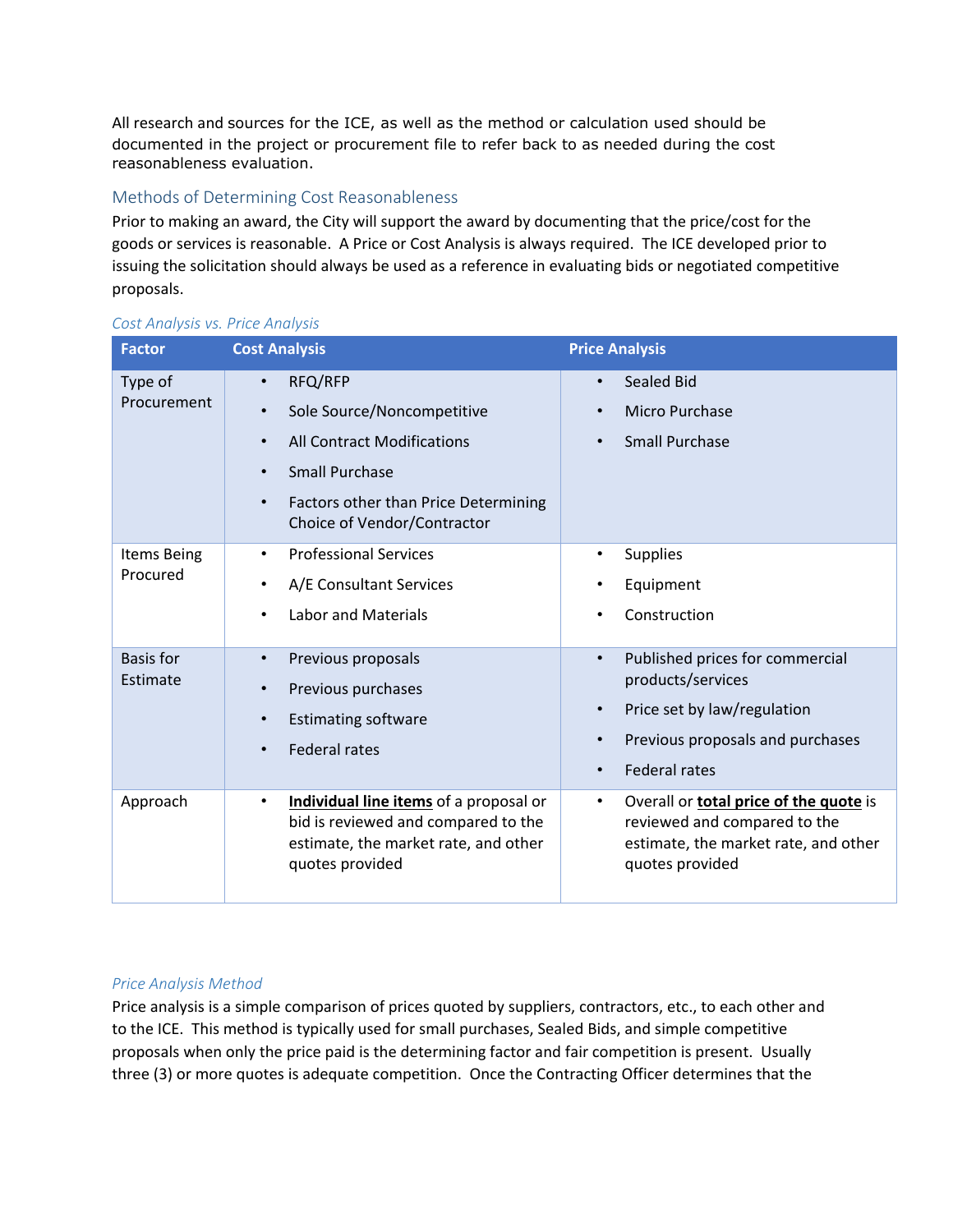All research and sources for the ICE, as well as the method or calculation used should be documented in the project or procurement file to refer back to as needed during the cost reasonableness evaluation.

## Methods of Determining Cost Reasonableness

Prior to making an award, the City will support the award by documenting that the price/cost for the goods or services is reasonable. A Price or Cost Analysis is always required. The ICE developed prior to issuing the solicitation should always be used as a reference in evaluating bids or negotiated competitive proposals.

### *Cost Analysis vs. Price Analysis*

| Factor | Cost Analysis | Price Analysis |
|---|---|---|
| Type of Procurement | • RFQ/RFP<br>• Sole Source/Noncompetitive<br>• All Contract Modifications<br>• Small Purchase<br>• Factors other than Price Determining Choice of Vendor/Contractor | • Sealed Bid<br>• Micro Purchase<br>• Small Purchase |
| Items Being Procured | • Professional Services<br>• A/E Consultant Services<br>• Labor and Materials | • Supplies<br>• Equipment<br>• Construction |
| Basis for Estimate | • Previous proposals<br>• Previous purchases<br>• Estimating software<br>• Federal rates | • Published prices for commercial products/services<br>• Price set by law/regulation<br>• Previous proposals and purchases<br>• Federal rates |
| Approach | • **<u>Individual line items</u>** of a proposal or bid is reviewed and compared to the estimate, the market rate, and other quotes provided | • Overall or **<u>total price of the quote</u>** is reviewed and compared to the estimate, the market rate, and other quotes provided |

### *Price Analysis Method*

Price analysis is a simple comparison of prices quoted by suppliers, contractors, etc., to each other and to the ICE. This method is typically used for small purchases, Sealed Bids, and simple competitive proposals when only the price paid is the determining factor and fair competition is present. Usually three (3) or more quotes is adequate competition. Once the Contracting Officer determines that the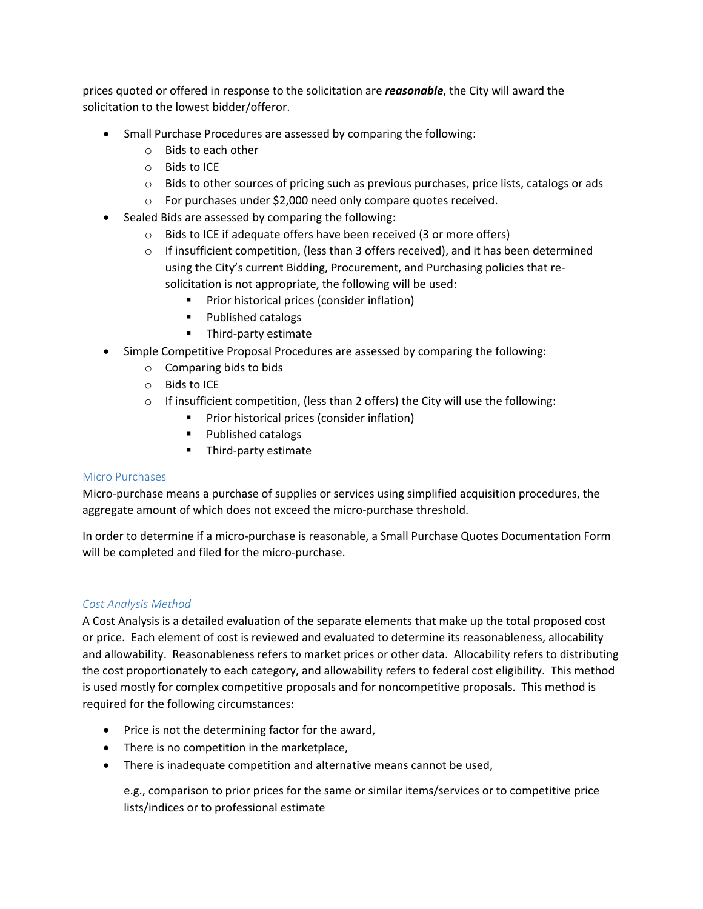prices quoted or offered in response to the solicitation are ***reasonable***, the City will award the solicitation to the lowest bidder/offeror.

- Small Purchase Procedures are assessed by comparing the following:
    - Bids to each other
    - Bids to ICE
    - Bids to other sources of pricing such as previous purchases, price lists, catalogs or ads
    - For purchases under $2,000 need only compare quotes received.
- Sealed Bids are assessed by comparing the following:
    - Bids to ICE if adequate offers have been received (3 or more offers)
    - If insufficient competition, (less than 3 offers received), and it has been determined using the City's current Bidding, Procurement, and Purchasing policies that re-solicitation is not appropriate, the following will be used:
        - Prior historical prices (consider inflation)
        - Published catalogs
        - Third-party estimate
- Simple Competitive Proposal Procedures are assessed by comparing the following:
    - Comparing bids to bids
    - Bids to ICE
    - If insufficient competition, (less than 2 offers) the City will use the following:
        - Prior historical prices (consider inflation)
        - Published catalogs
        - Third-party estimate

### Micro Purchases

Micro-purchase means a purchase of supplies or services using simplified acquisition procedures, the aggregate amount of which does not exceed the micro-purchase threshold.

In order to determine if a micro-purchase is reasonable, a Small Purchase Quotes Documentation Form will be completed and filed for the micro-purchase.

### *Cost Analysis Method*

A Cost Analysis is a detailed evaluation of the separate elements that make up the total proposed cost or price. Each element of cost is reviewed and evaluated to determine its reasonableness, allocability and allowability. Reasonableness refers to market prices or other data. Allocability refers to distributing the cost proportionately to each category, and allowability refers to federal cost eligibility. This method is used mostly for complex competitive proposals and for noncompetitive proposals. This method is required for the following circumstances:

- Price is not the determining factor for the award,
- There is no competition in the marketplace,
- There is inadequate competition and alternative means cannot be used,

  e.g., comparison to prior prices for the same or similar items/services or to competitive price lists/indices or to professional estimate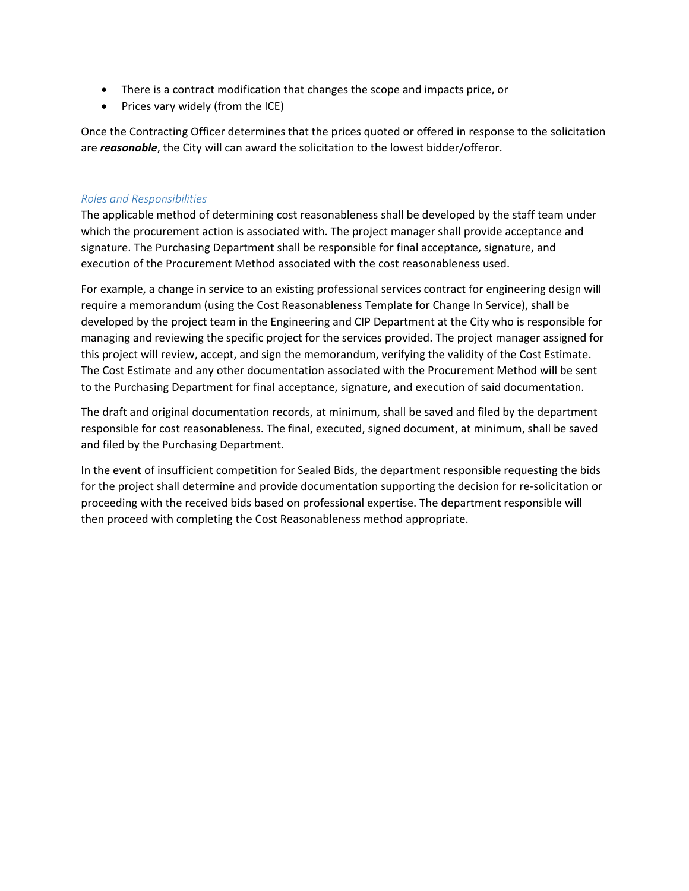- There is a contract modification that changes the scope and impacts price, or
- Prices vary widely (from the ICE)

Once the Contracting Officer determines that the prices quoted or offered in response to the solicitation are ***reasonable***, the City will can award the solicitation to the lowest bidder/offeror.

### *Roles and Responsibilities*

The applicable method of determining cost reasonableness shall be developed by the staff team under which the procurement action is associated with. The project manager shall provide acceptance and signature. The Purchasing Department shall be responsible for final acceptance, signature, and execution of the Procurement Method associated with the cost reasonableness used.

For example, a change in service to an existing professional services contract for engineering design will require a memorandum (using the Cost Reasonableness Template for Change In Service), shall be developed by the project team in the Engineering and CIP Department at the City who is responsible for managing and reviewing the specific project for the services provided. The project manager assigned for this project will review, accept, and sign the memorandum, verifying the validity of the Cost Estimate. The Cost Estimate and any other documentation associated with the Procurement Method will be sent to the Purchasing Department for final acceptance, signature, and execution of said documentation.

The draft and original documentation records, at minimum, shall be saved and filed by the department responsible for cost reasonableness. The final, executed, signed document, at minimum, shall be saved and filed by the Purchasing Department.

In the event of insufficient competition for Sealed Bids, the department responsible requesting the bids for the project shall determine and provide documentation supporting the decision for re-solicitation or proceeding with the received bids based on professional expertise. The department responsible will then proceed with completing the Cost Reasonableness method appropriate.